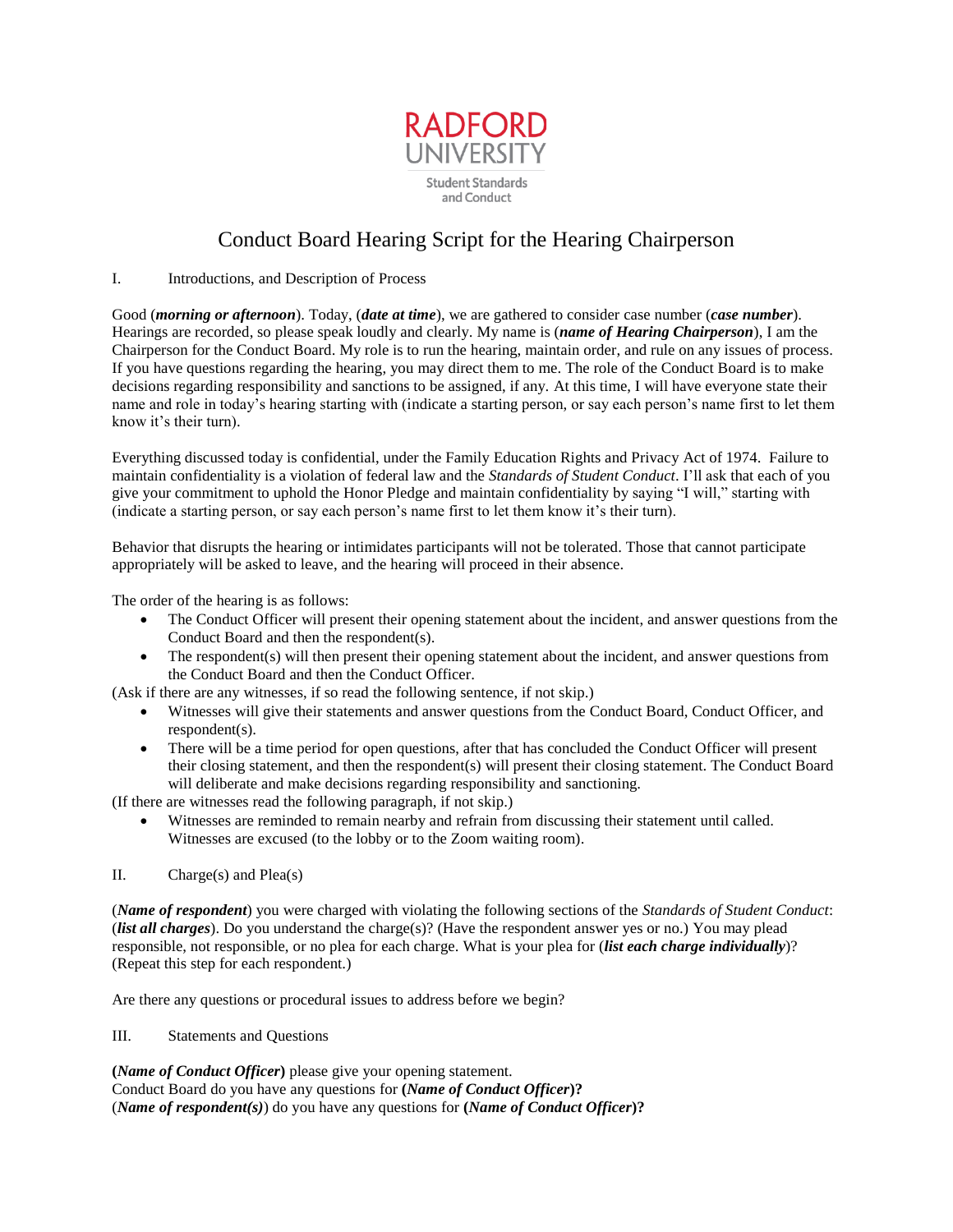RADFORD UNIVERSITY

Student Standards and Conduct

# Conduct Board Hearing Script for the Hearing Chairperson

## I. Introductions, and Description of Process

Good (***morning or afternoon***). Today, (***date at time***), we are gathered to consider case number (***case number***). Hearings are recorded, so please speak loudly and clearly. My name is (***name of Hearing Chairperson***), I am the Chairperson for the Conduct Board. My role is to run the hearing, maintain order, and rule on any issues of process. If you have questions regarding the hearing, you may direct them to me. The role of the Conduct Board is to make decisions regarding responsibility and sanctions to be assigned, if any. At this time, I will have everyone state their name and role in today's hearing starting with (indicate a starting person, or say each person's name first to let them know it's their turn).

Everything discussed today is confidential, under the Family Education Rights and Privacy Act of 1974. Failure to maintain confidentiality is a violation of federal law and the *Standards of Student Conduct*. I'll ask that each of you give your commitment to uphold the Honor Pledge and maintain confidentiality by saying "I will," starting with (indicate a starting person, or say each person's name first to let them know it's their turn).

Behavior that disrupts the hearing or intimidates participants will not be tolerated. Those that cannot participate appropriately will be asked to leave, and the hearing will proceed in their absence.

The order of the hearing is as follows:

- The Conduct Officer will present their opening statement about the incident, and answer questions from the Conduct Board and then the respondent(s).
- The respondent(s) will then present their opening statement about the incident, and answer questions from the Conduct Board and then the Conduct Officer.

(Ask if there are any witnesses, if so read the following sentence, if not skip.)

- Witnesses will give their statements and answer questions from the Conduct Board, Conduct Officer, and respondent(s).
- There will be a time period for open questions, after that has concluded the Conduct Officer will present their closing statement, and then the respondent(s) will present their closing statement. The Conduct Board will deliberate and make decisions regarding responsibility and sanctioning.

(If there are witnesses read the following paragraph, if not skip.)

- Witnesses are reminded to remain nearby and refrain from discussing their statement until called. Witnesses are excused (to the lobby or to the Zoom waiting room).

## II. Charge(s) and Plea(s)

(***Name of respondent***) you were charged with violating the following sections of the *Standards of Student Conduct*: (***list all charges***). Do you understand the charge(s)? (Have the respondent answer yes or no.) You may plead responsible, not responsible, or no plea for each charge. What is your plea for (***list each charge individually***)? (Repeat this step for each respondent.)

Are there any questions or procedural issues to address before we begin?

## III. Statements and Questions

**(*Name of Conduct Officer*)** please give your opening statement.
Conduct Board do you have any questions for **(*Name of Conduct Officer*)?**
(***Name of respondent(s)***) do you have any questions for **(*Name of Conduct Officer*)?**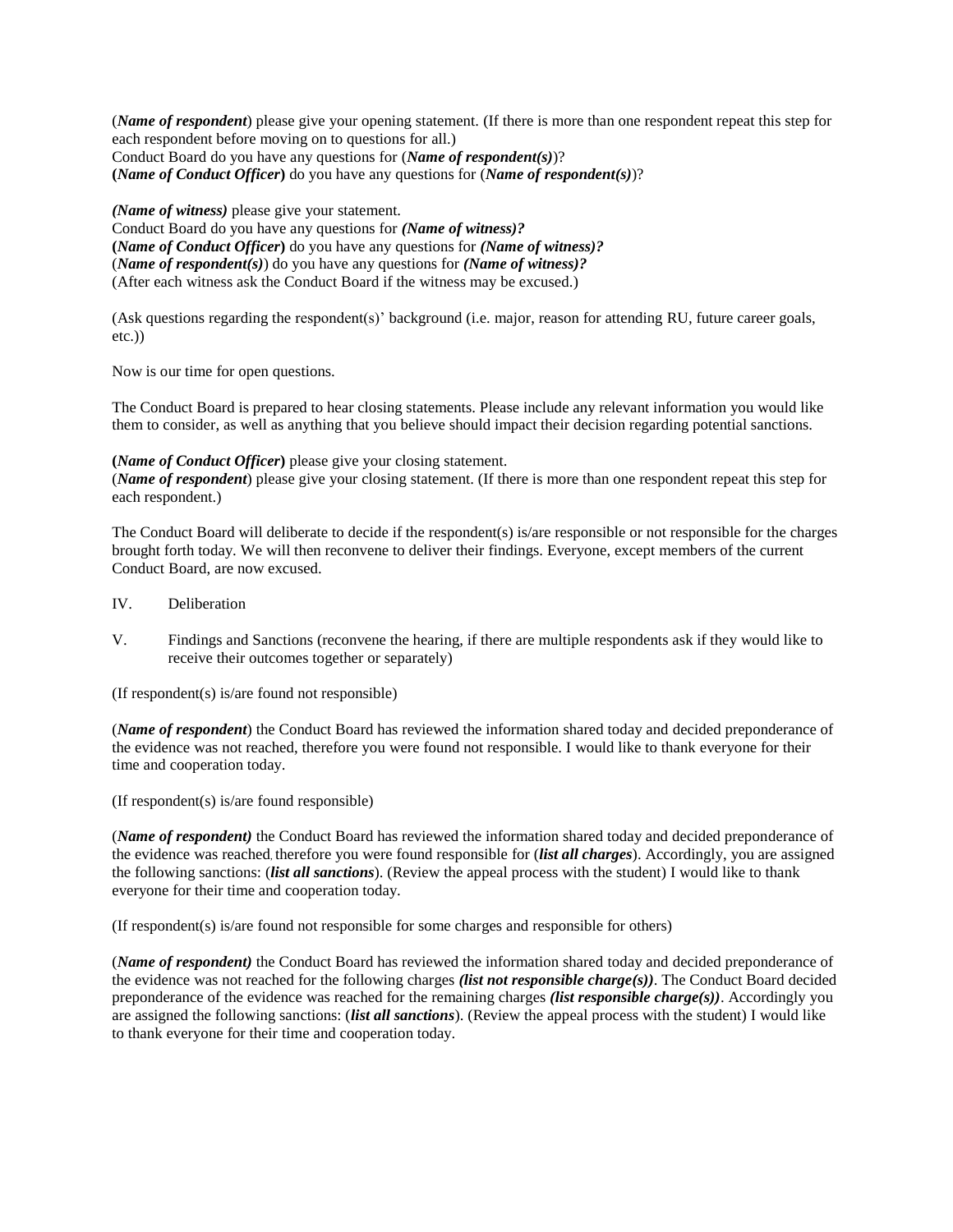(***Name of respondent***) please give your opening statement. (If there is more than one respondent repeat this step for each respondent before moving on to questions for all.)
Conduct Board do you have any questions for (***Name of respondent(s)***)?
**(*Name of Conduct Officer*)** do you have any questions for (***Name of respondent(s)***)?

***(Name of witness)*** please give your statement.
Conduct Board do you have any questions for ***(Name of witness)?***
**(*Name of Conduct Officer*)** do you have any questions for ***(Name of witness)?***
(***Name of respondent(s)***) do you have any questions for ***(Name of witness)?***
(After each witness ask the Conduct Board if the witness may be excused.)

(Ask questions regarding the respondent(s)' background (i.e. major, reason for attending RU, future career goals, etc.))

Now is our time for open questions.

The Conduct Board is prepared to hear closing statements. Please include any relevant information you would like them to consider, as well as anything that you believe should impact their decision regarding potential sanctions.

**(*Name of Conduct Officer*)** please give your closing statement.
(***Name of respondent***) please give your closing statement. (If there is more than one respondent repeat this step for each respondent.)

The Conduct Board will deliberate to decide if the respondent(s) is/are responsible or not responsible for the charges brought forth today. We will then reconvene to deliver their findings. Everyone, except members of the current Conduct Board, are now excused.

IV. Deliberation

V. Findings and Sanctions (reconvene the hearing, if there are multiple respondents ask if they would like to receive their outcomes together or separately)

(If respondent(s) is/are found not responsible)

(***Name of respondent***) the Conduct Board has reviewed the information shared today and decided preponderance of the evidence was not reached, therefore you were found not responsible. I would like to thank everyone for their time and cooperation today.

(If respondent(s) is/are found responsible)

(***Name of respondent)*** the Conduct Board has reviewed the information shared today and decided preponderance of the evidence was reached, therefore you were found responsible for (***list all charges***). Accordingly, you are assigned the following sanctions: (***list all sanctions***). (Review the appeal process with the student) I would like to thank everyone for their time and cooperation today.

(If respondent(s) is/are found not responsible for some charges and responsible for others)

(***Name of respondent)*** the Conduct Board has reviewed the information shared today and decided preponderance of the evidence was not reached for the following charges ***(list not responsible charge(s))***. The Conduct Board decided preponderance of the evidence was reached for the remaining charges ***(list responsible charge(s))***. Accordingly you are assigned the following sanctions: (***list all sanctions***). (Review the appeal process with the student) I would like to thank everyone for their time and cooperation today.